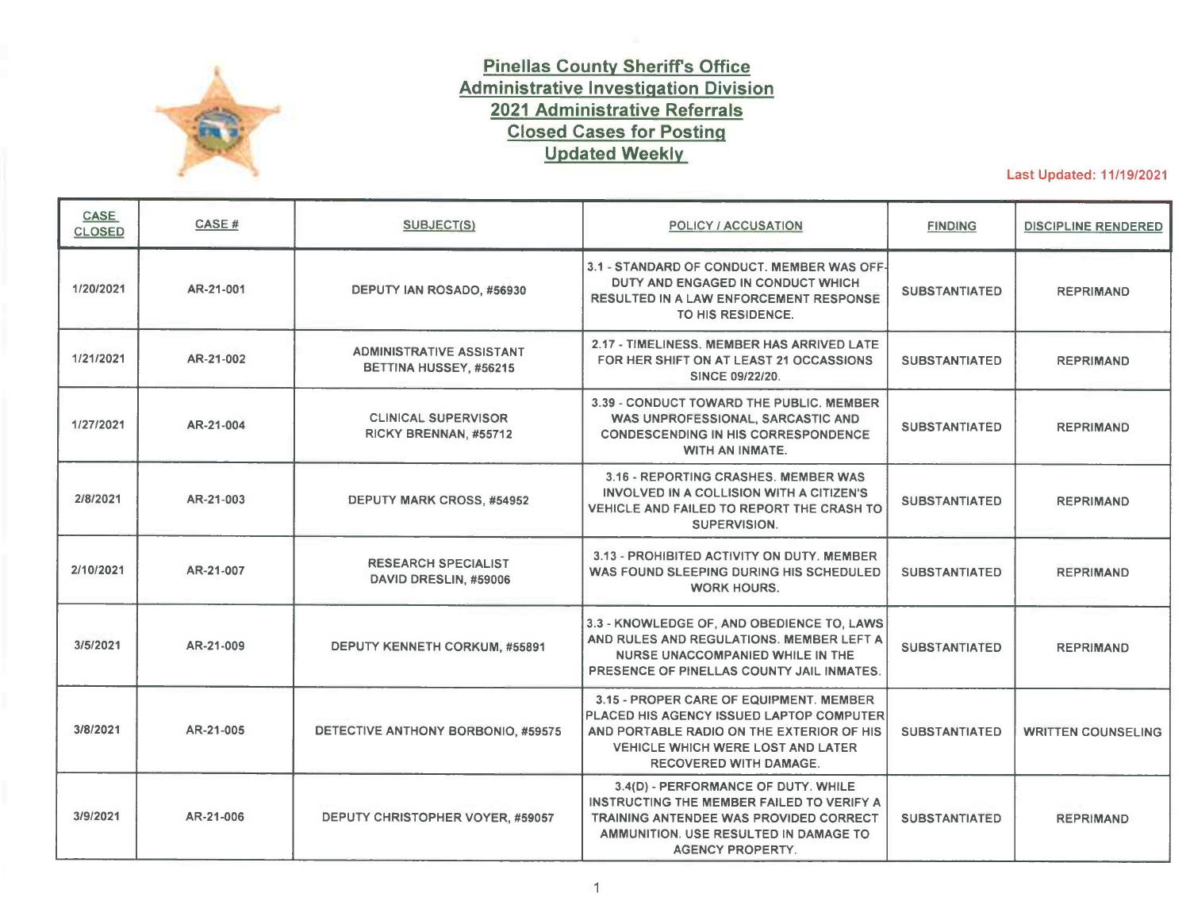# Pinellas County Sheriff's Office
## Administrative Investigation Division
## 2021 Administrative Referrals
## Closed Cases for Posting
## Updated Weekly

**Last Updated: 11/19/2021**

| CASE CLOSED | CASE # | SUBJECT(S) | POLICY / ACCUSATION | FINDING | DISCIPLINE RENDERED |
|---|---|---|---|---|---|
| 1/20/2021 | AR-21-001 | DEPUTY IAN ROSADO, #56930 | 3.1 - STANDARD OF CONDUCT. MEMBER WAS OFF-DUTY AND ENGAGED IN CONDUCT WHICH RESULTED IN A LAW ENFORCEMENT RESPONSE TO HIS RESIDENCE. | SUBSTANTIATED | REPRIMAND |
| 1/21/2021 | AR-21-002 | ADMINISTRATIVE ASSISTANT BETTINA HUSSEY, #56215 | 2.17 - TIMELINESS. MEMBER HAS ARRIVED LATE FOR HER SHIFT ON AT LEAST 21 OCCASSIONS SINCE 09/22/20. | SUBSTANTIATED | REPRIMAND |
| 1/27/2021 | AR-21-004 | CLINICAL SUPERVISOR RICKY BRENNAN, #55712 | 3.39 - CONDUCT TOWARD THE PUBLIC. MEMBER WAS UNPROFESSIONAL, SARCASTIC AND CONDESCENDING IN HIS CORRESPONDENCE WITH AN INMATE. | SUBSTANTIATED | REPRIMAND |
| 2/8/2021 | AR-21-003 | DEPUTY MARK CROSS, #54952 | 3.16 - REPORTING CRASHES. MEMBER WAS INVOLVED IN A COLLISION WITH A CITIZEN'S VEHICLE AND FAILED TO REPORT THE CRASH TO SUPERVISION. | SUBSTANTIATED | REPRIMAND |
| 2/10/2021 | AR-21-007 | RESEARCH SPECIALIST DAVID DRESLIN, #59006 | 3.13 - PROHIBITED ACTIVITY ON DUTY. MEMBER WAS FOUND SLEEPING DURING HIS SCHEDULED WORK HOURS. | SUBSTANTIATED | REPRIMAND |
| 3/5/2021 | AR-21-009 | DEPUTY KENNETH CORKUM, #55891 | 3.3 - KNOWLEDGE OF, AND OBEDIENCE TO, LAWS AND RULES AND REGULATIONS. MEMBER LEFT A NURSE UNACCOMPANIED WHILE IN THE PRESENCE OF PINELLAS COUNTY JAIL INMATES. | SUBSTANTIATED | REPRIMAND |
| 3/8/2021 | AR-21-005 | DETECTIVE ANTHONY BORBONIO, #59575 | 3.15 - PROPER CARE OF EQUIPMENT. MEMBER PLACED HIS AGENCY ISSUED LAPTOP COMPUTER AND PORTABLE RADIO ON THE EXTERIOR OF HIS VEHICLE WHICH WERE LOST AND LATER RECOVERED WITH DAMAGE. | SUBSTANTIATED | WRITTEN COUNSELING |
| 3/9/2021 | AR-21-006 | DEPUTY CHRISTOPHER VOYER, #59057 | 3.4(D) - PERFORMANCE OF DUTY. WHILE INSTRUCTING THE MEMBER FAILED TO VERIFY A TRAINING ANTENDEE WAS PROVIDED CORRECT AMMUNITION. USE RESULTED IN DAMAGE TO AGENCY PROPERTY. | SUBSTANTIATED | REPRIMAND |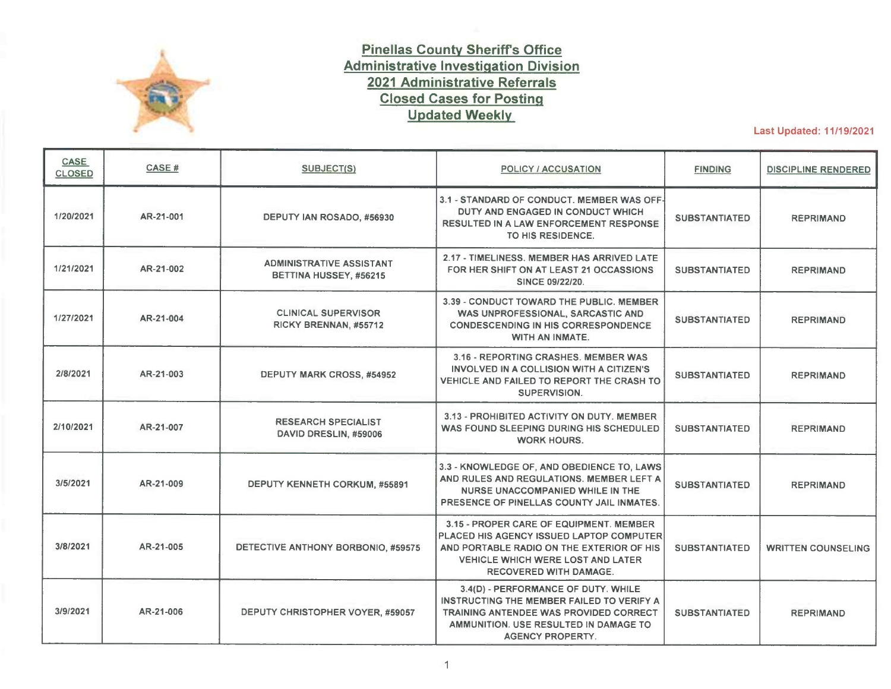# Pinellas County Sheriff's Office
## Administrative Investigation Division
## 2021 Administrative Referrals
## Closed Cases for Posting
## Updated Weekly

**Last Updated: 11/19/2021**

| CASE CLOSED | CASE # | SUBJECT(S) | POLICY / ACCUSATION | FINDING | DISCIPLINE RENDERED |
|---|---|---|---|---|---|
| 1/20/2021 | AR-21-001 | DEPUTY IAN ROSADO, #56930 | 3.1 - STANDARD OF CONDUCT. MEMBER WAS OFF-DUTY AND ENGAGED IN CONDUCT WHICH RESULTED IN A LAW ENFORCEMENT RESPONSE TO HIS RESIDENCE. | SUBSTANTIATED | REPRIMAND |
| 1/21/2021 | AR-21-002 | ADMINISTRATIVE ASSISTANT BETTINA HUSSEY, #56215 | 2.17 - TIMELINESS. MEMBER HAS ARRIVED LATE FOR HER SHIFT ON AT LEAST 21 OCCASSIONS SINCE 09/22/20. | SUBSTANTIATED | REPRIMAND |
| 1/27/2021 | AR-21-004 | CLINICAL SUPERVISOR RICKY BRENNAN, #55712 | 3.39 - CONDUCT TOWARD THE PUBLIC. MEMBER WAS UNPROFESSIONAL, SARCASTIC AND CONDESCENDING IN HIS CORRESPONDENCE WITH AN INMATE. | SUBSTANTIATED | REPRIMAND |
| 2/8/2021 | AR-21-003 | DEPUTY MARK CROSS, #54952 | 3.16 - REPORTING CRASHES. MEMBER WAS INVOLVED IN A COLLISION WITH A CITIZEN'S VEHICLE AND FAILED TO REPORT THE CRASH TO SUPERVISION. | SUBSTANTIATED | REPRIMAND |
| 2/10/2021 | AR-21-007 | RESEARCH SPECIALIST DAVID DRESLIN, #59006 | 3.13 - PROHIBITED ACTIVITY ON DUTY. MEMBER WAS FOUND SLEEPING DURING HIS SCHEDULED WORK HOURS. | SUBSTANTIATED | REPRIMAND |
| 3/5/2021 | AR-21-009 | DEPUTY KENNETH CORKUM, #55891 | 3.3 - KNOWLEDGE OF, AND OBEDIENCE TO, LAWS AND RULES AND REGULATIONS. MEMBER LEFT A NURSE UNACCOMPANIED WHILE IN THE PRESENCE OF PINELLAS COUNTY JAIL INMATES. | SUBSTANTIATED | REPRIMAND |
| 3/8/2021 | AR-21-005 | DETECTIVE ANTHONY BORBONIO, #59575 | 3.15 - PROPER CARE OF EQUIPMENT. MEMBER PLACED HIS AGENCY ISSUED LAPTOP COMPUTER AND PORTABLE RADIO ON THE EXTERIOR OF HIS VEHICLE WHICH WERE LOST AND LATER RECOVERED WITH DAMAGE. | SUBSTANTIATED | WRITTEN COUNSELING |
| 3/9/2021 | AR-21-006 | DEPUTY CHRISTOPHER VOYER, #59057 | 3.4(D) - PERFORMANCE OF DUTY. WHILE INSTRUCTING THE MEMBER FAILED TO VERIFY A TRAINING ANTENDEE WAS PROVIDED CORRECT AMMUNITION. USE RESULTED IN DAMAGE TO AGENCY PROPERTY. | SUBSTANTIATED | REPRIMAND |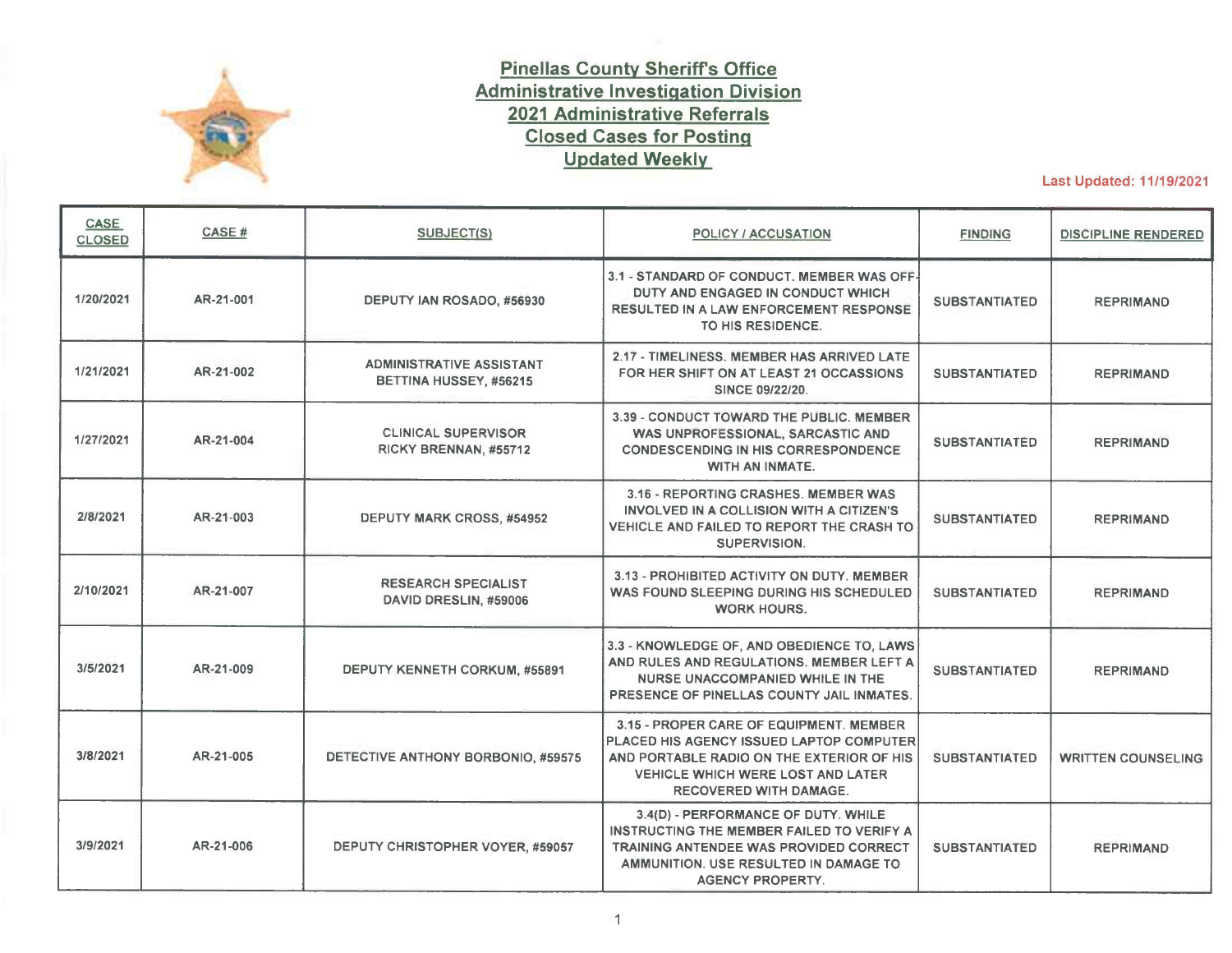# Pinellas County Sheriff's Office
## Administrative Investigation Division
## 2021 Administrative Referrals
## Closed Cases for Posting
## Updated Weekly

**Last Updated: 11/19/2021**

| CASE CLOSED | CASE # | SUBJECT(S) | POLICY / ACCUSATION | FINDING | DISCIPLINE RENDERED |
|---|---|---|---|---|---|
| 1/20/2021 | AR-21-001 | DEPUTY IAN ROSADO, #56930 | 3.1 - STANDARD OF CONDUCT. MEMBER WAS OFF-DUTY AND ENGAGED IN CONDUCT WHICH RESULTED IN A LAW ENFORCEMENT RESPONSE TO HIS RESIDENCE. | SUBSTANTIATED | REPRIMAND |
| 1/21/2021 | AR-21-002 | ADMINISTRATIVE ASSISTANT BETTINA HUSSEY, #56215 | 2.17 - TIMELINESS. MEMBER HAS ARRIVED LATE FOR HER SHIFT ON AT LEAST 21 OCCASSIONS SINCE 09/22/20. | SUBSTANTIATED | REPRIMAND |
| 1/27/2021 | AR-21-004 | CLINICAL SUPERVISOR RICKY BRENNAN, #55712 | 3.39 - CONDUCT TOWARD THE PUBLIC. MEMBER WAS UNPROFESSIONAL, SARCASTIC AND CONDESCENDING IN HIS CORRESPONDENCE WITH AN INMATE. | SUBSTANTIATED | REPRIMAND |
| 2/8/2021 | AR-21-003 | DEPUTY MARK CROSS, #54952 | 3.16 - REPORTING CRASHES. MEMBER WAS INVOLVED IN A COLLISION WITH A CITIZEN'S VEHICLE AND FAILED TO REPORT THE CRASH TO SUPERVISION. | SUBSTANTIATED | REPRIMAND |
| 2/10/2021 | AR-21-007 | RESEARCH SPECIALIST DAVID DRESLIN, #59006 | 3.13 - PROHIBITED ACTIVITY ON DUTY. MEMBER WAS FOUND SLEEPING DURING HIS SCHEDULED WORK HOURS. | SUBSTANTIATED | REPRIMAND |
| 3/5/2021 | AR-21-009 | DEPUTY KENNETH CORKUM, #55891 | 3.3 - KNOWLEDGE OF, AND OBEDIENCE TO, LAWS AND RULES AND REGULATIONS. MEMBER LEFT A NURSE UNACCOMPANIED WHILE IN THE PRESENCE OF PINELLAS COUNTY JAIL INMATES. | SUBSTANTIATED | REPRIMAND |
| 3/8/2021 | AR-21-005 | DETECTIVE ANTHONY BORBONIO, #59575 | 3.15 - PROPER CARE OF EQUIPMENT. MEMBER PLACED HIS AGENCY ISSUED LAPTOP COMPUTER AND PORTABLE RADIO ON THE EXTERIOR OF HIS VEHICLE WHICH WERE LOST AND LATER RECOVERED WITH DAMAGE. | SUBSTANTIATED | WRITTEN COUNSELING |
| 3/9/2021 | AR-21-006 | DEPUTY CHRISTOPHER VOYER, #59057 | 3.4(D) - PERFORMANCE OF DUTY. WHILE INSTRUCTING THE MEMBER FAILED TO VERIFY A TRAINING ANTENDEE WAS PROVIDED CORRECT AMMUNITION. USE RESULTED IN DAMAGE TO AGENCY PROPERTY. | SUBSTANTIATED | REPRIMAND |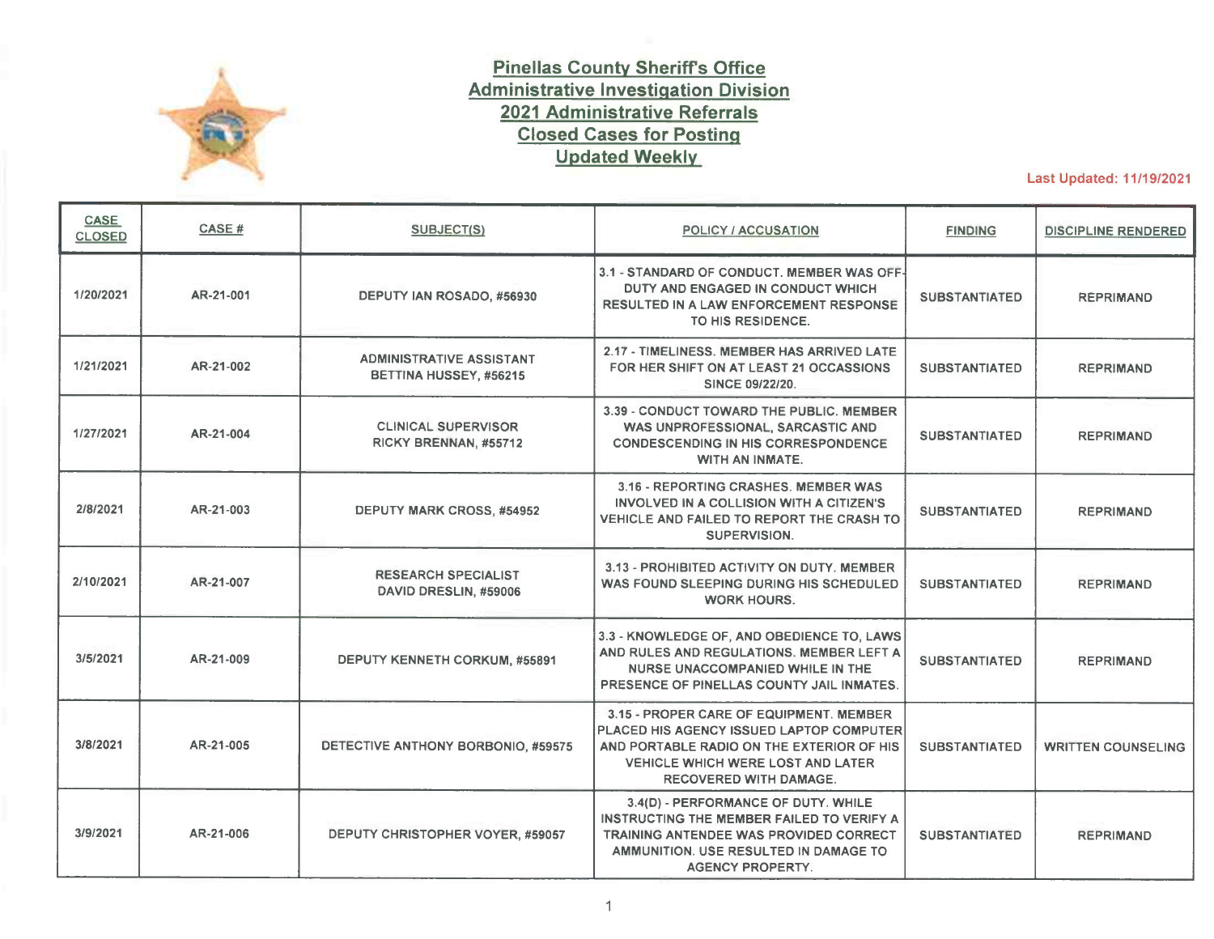# Pinellas County Sheriff's Office
## Administrative Investigation Division
## 2021 Administrative Referrals
## Closed Cases for Posting
## Updated Weekly

**Last Updated: 11/19/2021**

| CASE CLOSED | CASE # | SUBJECT(S) | POLICY / ACCUSATION | FINDING | DISCIPLINE RENDERED |
|---|---|---|---|---|---|
| 1/20/2021 | AR-21-001 | DEPUTY IAN ROSADO, #56930 | 3.1 - STANDARD OF CONDUCT. MEMBER WAS OFF-DUTY AND ENGAGED IN CONDUCT WHICH RESULTED IN A LAW ENFORCEMENT RESPONSE TO HIS RESIDENCE. | SUBSTANTIATED | REPRIMAND |
| 1/21/2021 | AR-21-002 | ADMINISTRATIVE ASSISTANT BETTINA HUSSEY, #56215 | 2.17 - TIMELINESS. MEMBER HAS ARRIVED LATE FOR HER SHIFT ON AT LEAST 21 OCCASSIONS SINCE 09/22/20. | SUBSTANTIATED | REPRIMAND |
| 1/27/2021 | AR-21-004 | CLINICAL SUPERVISOR RICKY BRENNAN, #55712 | 3.39 - CONDUCT TOWARD THE PUBLIC. MEMBER WAS UNPROFESSIONAL, SARCASTIC AND CONDESCENDING IN HIS CORRESPONDENCE WITH AN INMATE. | SUBSTANTIATED | REPRIMAND |
| 2/8/2021 | AR-21-003 | DEPUTY MARK CROSS, #54952 | 3.16 - REPORTING CRASHES. MEMBER WAS INVOLVED IN A COLLISION WITH A CITIZEN'S VEHICLE AND FAILED TO REPORT THE CRASH TO SUPERVISION. | SUBSTANTIATED | REPRIMAND |
| 2/10/2021 | AR-21-007 | RESEARCH SPECIALIST DAVID DRESLIN, #59006 | 3.13 - PROHIBITED ACTIVITY ON DUTY. MEMBER WAS FOUND SLEEPING DURING HIS SCHEDULED WORK HOURS. | SUBSTANTIATED | REPRIMAND |
| 3/5/2021 | AR-21-009 | DEPUTY KENNETH CORKUM, #55891 | 3.3 - KNOWLEDGE OF, AND OBEDIENCE TO, LAWS AND RULES AND REGULATIONS. MEMBER LEFT A NURSE UNACCOMPANIED WHILE IN THE PRESENCE OF PINELLAS COUNTY JAIL INMATES. | SUBSTANTIATED | REPRIMAND |
| 3/8/2021 | AR-21-005 | DETECTIVE ANTHONY BORBONIO, #59575 | 3.15 - PROPER CARE OF EQUIPMENT. MEMBER PLACED HIS AGENCY ISSUED LAPTOP COMPUTER AND PORTABLE RADIO ON THE EXTERIOR OF HIS VEHICLE WHICH WERE LOST AND LATER RECOVERED WITH DAMAGE. | SUBSTANTIATED | WRITTEN COUNSELING |
| 3/9/2021 | AR-21-006 | DEPUTY CHRISTOPHER VOYER, #59057 | 3.4(D) - PERFORMANCE OF DUTY. WHILE INSTRUCTING THE MEMBER FAILED TO VERIFY A TRAINING ANTENDEE WAS PROVIDED CORRECT AMMUNITION. USE RESULTED IN DAMAGE TO AGENCY PROPERTY. | SUBSTANTIATED | REPRIMAND |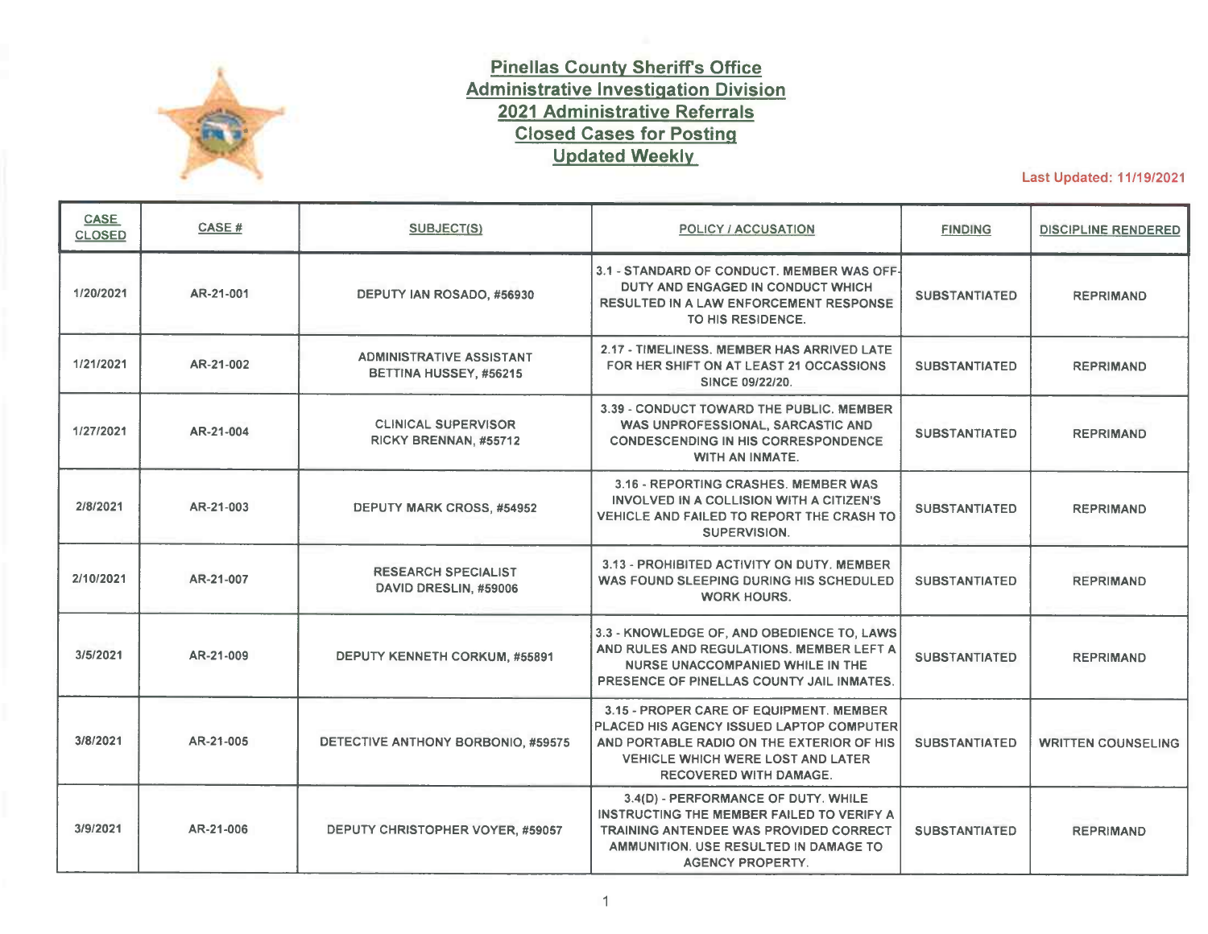# Pinellas County Sheriff's Office
## Administrative Investigation Division
## 2021 Administrative Referrals
## Closed Cases for Posting
## Updated Weekly

**Last Updated: 11/19/2021**

| CASE CLOSED | CASE # | SUBJECT(S) | POLICY / ACCUSATION | FINDING | DISCIPLINE RENDERED |
|---|---|---|---|---|---|
| 1/20/2021 | AR-21-001 | DEPUTY IAN ROSADO, #56930 | 3.1 - STANDARD OF CONDUCT. MEMBER WAS OFF-DUTY AND ENGAGED IN CONDUCT WHICH RESULTED IN A LAW ENFORCEMENT RESPONSE TO HIS RESIDENCE. | SUBSTANTIATED | REPRIMAND |
| 1/21/2021 | AR-21-002 | ADMINISTRATIVE ASSISTANT BETTINA HUSSEY, #56215 | 2.17 - TIMELINESS. MEMBER HAS ARRIVED LATE FOR HER SHIFT ON AT LEAST 21 OCCASSIONS SINCE 09/22/20. | SUBSTANTIATED | REPRIMAND |
| 1/27/2021 | AR-21-004 | CLINICAL SUPERVISOR RICKY BRENNAN, #55712 | 3.39 - CONDUCT TOWARD THE PUBLIC. MEMBER WAS UNPROFESSIONAL, SARCASTIC AND CONDESCENDING IN HIS CORRESPONDENCE WITH AN INMATE. | SUBSTANTIATED | REPRIMAND |
| 2/8/2021 | AR-21-003 | DEPUTY MARK CROSS, #54952 | 3.16 - REPORTING CRASHES. MEMBER WAS INVOLVED IN A COLLISION WITH A CITIZEN'S VEHICLE AND FAILED TO REPORT THE CRASH TO SUPERVISION. | SUBSTANTIATED | REPRIMAND |
| 2/10/2021 | AR-21-007 | RESEARCH SPECIALIST DAVID DRESLIN, #59006 | 3.13 - PROHIBITED ACTIVITY ON DUTY. MEMBER WAS FOUND SLEEPING DURING HIS SCHEDULED WORK HOURS. | SUBSTANTIATED | REPRIMAND |
| 3/5/2021 | AR-21-009 | DEPUTY KENNETH CORKUM, #55891 | 3.3 - KNOWLEDGE OF, AND OBEDIENCE TO, LAWS AND RULES AND REGULATIONS. MEMBER LEFT A NURSE UNACCOMPANIED WHILE IN THE PRESENCE OF PINELLAS COUNTY JAIL INMATES. | SUBSTANTIATED | REPRIMAND |
| 3/8/2021 | AR-21-005 | DETECTIVE ANTHONY BORBONIO, #59575 | 3.15 - PROPER CARE OF EQUIPMENT. MEMBER PLACED HIS AGENCY ISSUED LAPTOP COMPUTER AND PORTABLE RADIO ON THE EXTERIOR OF HIS VEHICLE WHICH WERE LOST AND LATER RECOVERED WITH DAMAGE. | SUBSTANTIATED | WRITTEN COUNSELING |
| 3/9/2021 | AR-21-006 | DEPUTY CHRISTOPHER VOYER, #59057 | 3.4(D) - PERFORMANCE OF DUTY. WHILE INSTRUCTING THE MEMBER FAILED TO VERIFY A TRAINING ANTENDEE WAS PROVIDED CORRECT AMMUNITION. USE RESULTED IN DAMAGE TO AGENCY PROPERTY. | SUBSTANTIATED | REPRIMAND |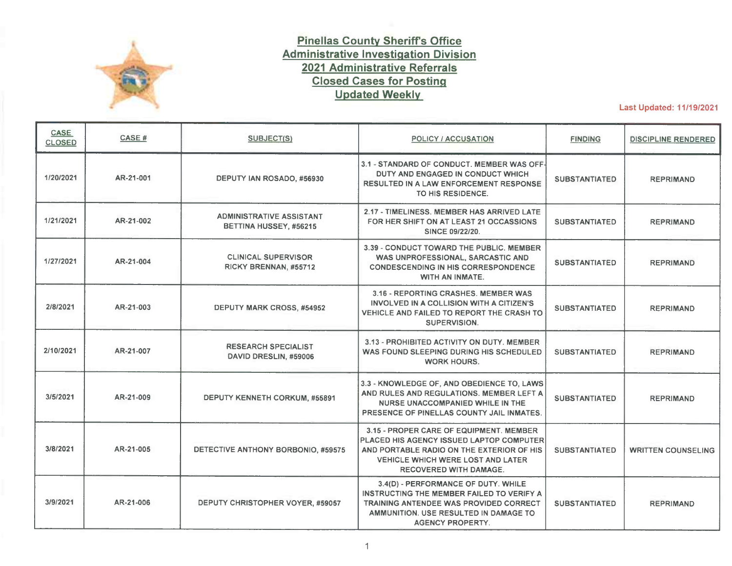# Pinellas County Sheriff's Office
## Administrative Investigation Division
## 2021 Administrative Referrals
## Closed Cases for Posting
## Updated Weekly

**Last Updated: 11/19/2021**

| CASE CLOSED | CASE # | SUBJECT(S) | POLICY / ACCUSATION | FINDING | DISCIPLINE RENDERED |
|---|---|---|---|---|---|
| 1/20/2021 | AR-21-001 | DEPUTY IAN ROSADO, #56930 | 3.1 - STANDARD OF CONDUCT. MEMBER WAS OFF-DUTY AND ENGAGED IN CONDUCT WHICH RESULTED IN A LAW ENFORCEMENT RESPONSE TO HIS RESIDENCE. | SUBSTANTIATED | REPRIMAND |
| 1/21/2021 | AR-21-002 | ADMINISTRATIVE ASSISTANT BETTINA HUSSEY, #56215 | 2.17 - TIMELINESS. MEMBER HAS ARRIVED LATE FOR HER SHIFT ON AT LEAST 21 OCCASSIONS SINCE 09/22/20. | SUBSTANTIATED | REPRIMAND |
| 1/27/2021 | AR-21-004 | CLINICAL SUPERVISOR RICKY BRENNAN, #55712 | 3.39 - CONDUCT TOWARD THE PUBLIC. MEMBER WAS UNPROFESSIONAL, SARCASTIC AND CONDESCENDING IN HIS CORRESPONDENCE WITH AN INMATE. | SUBSTANTIATED | REPRIMAND |
| 2/8/2021 | AR-21-003 | DEPUTY MARK CROSS, #54952 | 3.16 - REPORTING CRASHES. MEMBER WAS INVOLVED IN A COLLISION WITH A CITIZEN'S VEHICLE AND FAILED TO REPORT THE CRASH TO SUPERVISION. | SUBSTANTIATED | REPRIMAND |
| 2/10/2021 | AR-21-007 | RESEARCH SPECIALIST DAVID DRESLIN, #59006 | 3.13 - PROHIBITED ACTIVITY ON DUTY. MEMBER WAS FOUND SLEEPING DURING HIS SCHEDULED WORK HOURS. | SUBSTANTIATED | REPRIMAND |
| 3/5/2021 | AR-21-009 | DEPUTY KENNETH CORKUM, #55891 | 3.3 - KNOWLEDGE OF, AND OBEDIENCE TO, LAWS AND RULES AND REGULATIONS. MEMBER LEFT A NURSE UNACCOMPANIED WHILE IN THE PRESENCE OF PINELLAS COUNTY JAIL INMATES. | SUBSTANTIATED | REPRIMAND |
| 3/8/2021 | AR-21-005 | DETECTIVE ANTHONY BORBONIO, #59575 | 3.15 - PROPER CARE OF EQUIPMENT. MEMBER PLACED HIS AGENCY ISSUED LAPTOP COMPUTER AND PORTABLE RADIO ON THE EXTERIOR OF HIS VEHICLE WHICH WERE LOST AND LATER RECOVERED WITH DAMAGE. | SUBSTANTIATED | WRITTEN COUNSELING |
| 3/9/2021 | AR-21-006 | DEPUTY CHRISTOPHER VOYER, #59057 | 3.4(D) - PERFORMANCE OF DUTY. WHILE INSTRUCTING THE MEMBER FAILED TO VERIFY A TRAINING ANTENDEE WAS PROVIDED CORRECT AMMUNITION. USE RESULTED IN DAMAGE TO AGENCY PROPERTY. | SUBSTANTIATED | REPRIMAND |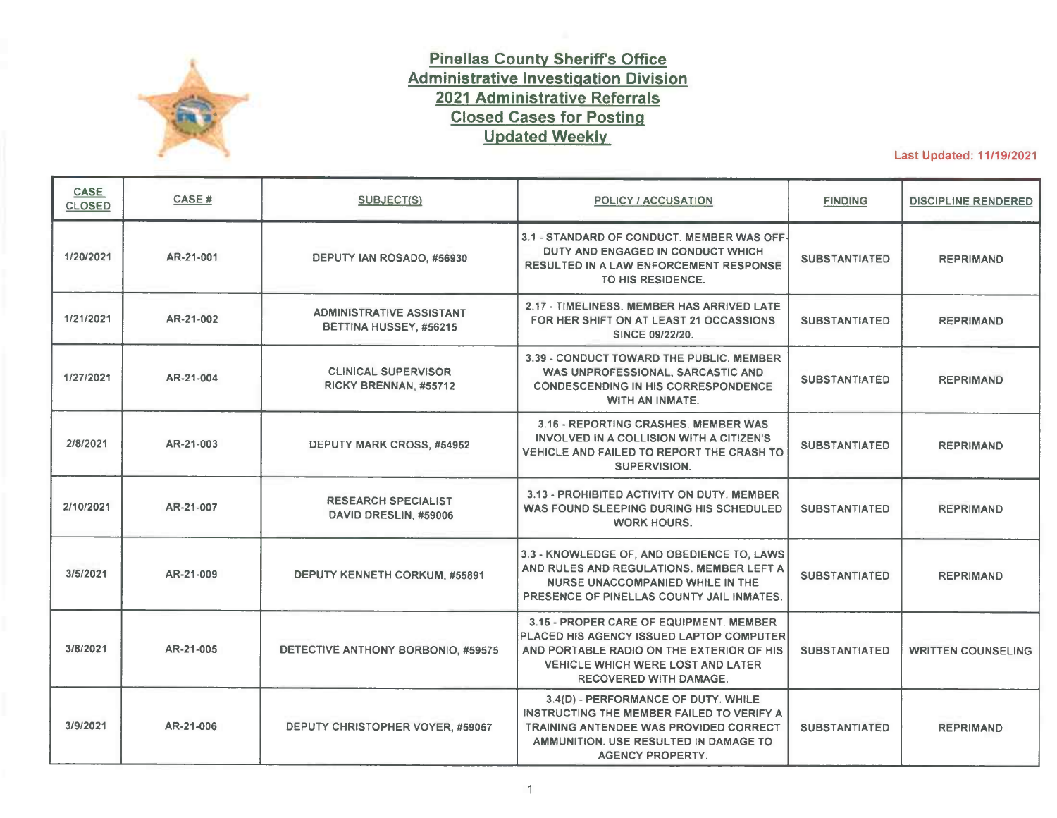# Pinellas County Sheriff's Office
## Administrative Investigation Division
## 2021 Administrative Referrals
## Closed Cases for Posting
## Updated Weekly

**Last Updated: 11/19/2021**

| CASE CLOSED | CASE # | SUBJECT(S) | POLICY / ACCUSATION | FINDING | DISCIPLINE RENDERED |
|---|---|---|---|---|---|
| 1/20/2021 | AR-21-001 | DEPUTY IAN ROSADO, #56930 | 3.1 - STANDARD OF CONDUCT. MEMBER WAS OFF-DUTY AND ENGAGED IN CONDUCT WHICH RESULTED IN A LAW ENFORCEMENT RESPONSE TO HIS RESIDENCE. | SUBSTANTIATED | REPRIMAND |
| 1/21/2021 | AR-21-002 | ADMINISTRATIVE ASSISTANT BETTINA HUSSEY, #56215 | 2.17 - TIMELINESS. MEMBER HAS ARRIVED LATE FOR HER SHIFT ON AT LEAST 21 OCCASSIONS SINCE 09/22/20. | SUBSTANTIATED | REPRIMAND |
| 1/27/2021 | AR-21-004 | CLINICAL SUPERVISOR RICKY BRENNAN, #55712 | 3.39 - CONDUCT TOWARD THE PUBLIC. MEMBER WAS UNPROFESSIONAL, SARCASTIC AND CONDESCENDING IN HIS CORRESPONDENCE WITH AN INMATE. | SUBSTANTIATED | REPRIMAND |
| 2/8/2021 | AR-21-003 | DEPUTY MARK CROSS, #54952 | 3.16 - REPORTING CRASHES. MEMBER WAS INVOLVED IN A COLLISION WITH A CITIZEN'S VEHICLE AND FAILED TO REPORT THE CRASH TO SUPERVISION. | SUBSTANTIATED | REPRIMAND |
| 2/10/2021 | AR-21-007 | RESEARCH SPECIALIST DAVID DRESLIN, #59006 | 3.13 - PROHIBITED ACTIVITY ON DUTY. MEMBER WAS FOUND SLEEPING DURING HIS SCHEDULED WORK HOURS. | SUBSTANTIATED | REPRIMAND |
| 3/5/2021 | AR-21-009 | DEPUTY KENNETH CORKUM, #55891 | 3.3 - KNOWLEDGE OF, AND OBEDIENCE TO, LAWS AND RULES AND REGULATIONS. MEMBER LEFT A NURSE UNACCOMPANIED WHILE IN THE PRESENCE OF PINELLAS COUNTY JAIL INMATES. | SUBSTANTIATED | REPRIMAND |
| 3/8/2021 | AR-21-005 | DETECTIVE ANTHONY BORBONIO, #59575 | 3.15 - PROPER CARE OF EQUIPMENT. MEMBER PLACED HIS AGENCY ISSUED LAPTOP COMPUTER AND PORTABLE RADIO ON THE EXTERIOR OF HIS VEHICLE WHICH WERE LOST AND LATER RECOVERED WITH DAMAGE. | SUBSTANTIATED | WRITTEN COUNSELING |
| 3/9/2021 | AR-21-006 | DEPUTY CHRISTOPHER VOYER, #59057 | 3.4(D) - PERFORMANCE OF DUTY. WHILE INSTRUCTING THE MEMBER FAILED TO VERIFY A TRAINING ANTENDEE WAS PROVIDED CORRECT AMMUNITION. USE RESULTED IN DAMAGE TO AGENCY PROPERTY. | SUBSTANTIATED | REPRIMAND |